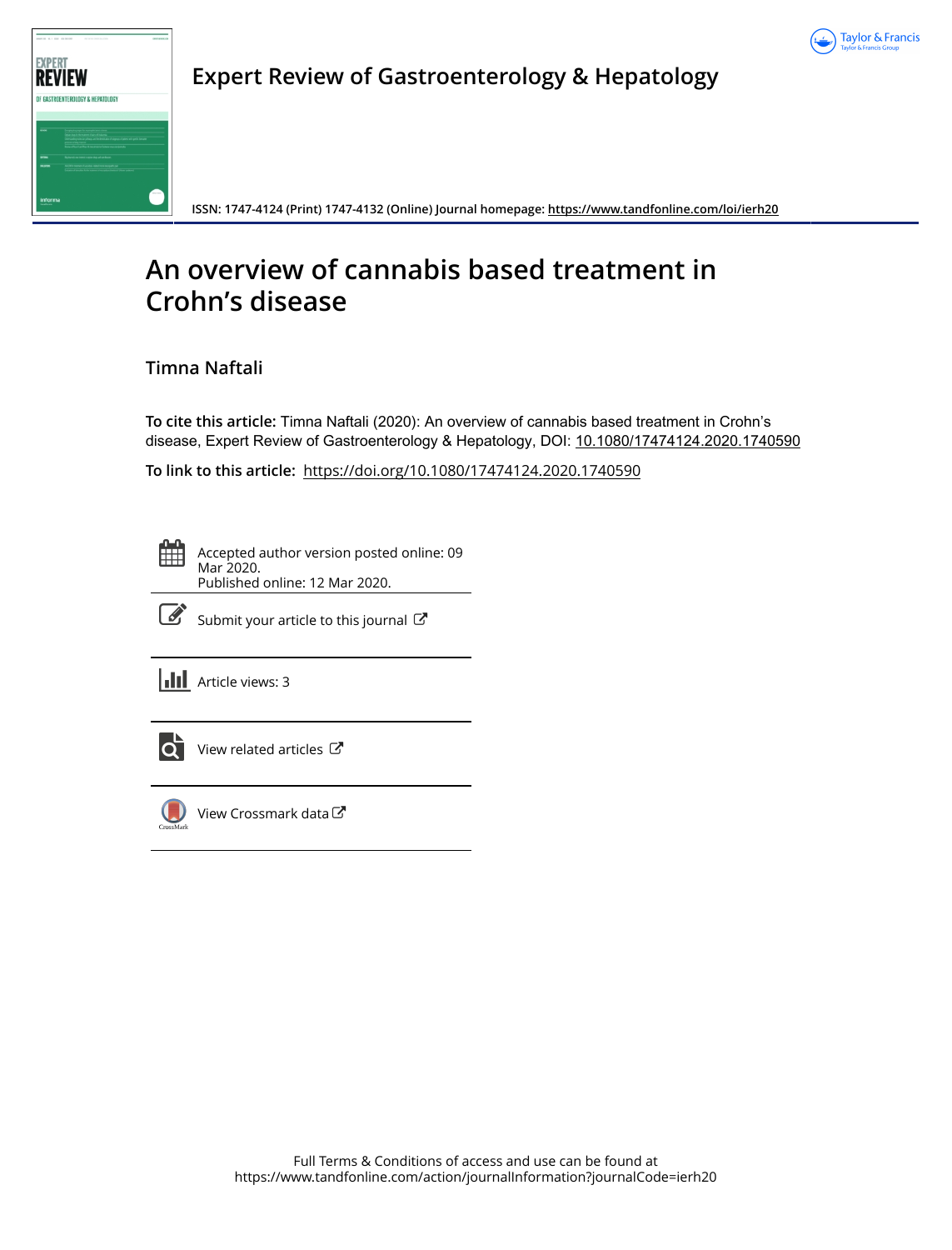Expert Review of Gastroenterology & Hepatology

ISSN: 1747-4124 (Print) 1747-4132 (Online) Journal homepage: https://www.tandfonline.com/loi/ierh20

# An overview of cannabis based treatment in Crohn's disease

**Timna Naftali**

**To cite this article:** Timna Naftali (2020): An overview of cannabis based treatment in Crohn's disease, Expert Review of Gastroenterology & Hepatology, DOI: 10.1080/17474124.2020.1740590

**To link to this article:** https://doi.org/10.1080/17474124.2020.1740590

Accepted author version posted online: 09 Mar 2020.
Published online: 12 Mar 2020.

Submit your article to this journal

Article views: 3

View related articles

View Crossmark data

Full Terms & Conditions of access and use can be found at
https://www.tandfonline.com/action/journalInformation?journalCode=ierh20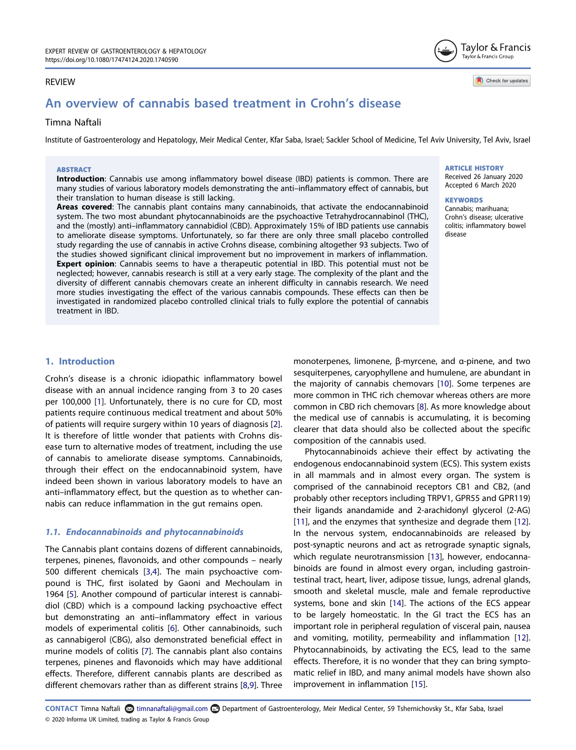REVIEW

# An overview of cannabis based treatment in Crohn's disease

Timna Naftali

Institute of Gastroenterology and Hepatology, Meir Medical Center, Kfar Saba, Israel; Sackler School of Medicine, Tel Aviv University, Tel Aviv, Israel

**ABSTRACT**

**Introduction**: Cannabis use among inflammatory bowel disease (IBD) patients is common. There are many studies of various laboratory models demonstrating the anti–inflammatory effect of cannabis, but their translation to human disease is still lacking.

**Areas covered**: The cannabis plant contains many cannabinoids, that activate the endocannabinoid system. The two most abundant phytocannabinoids are the psychoactive Tetrahydrocannabinol (THC), and the (mostly) anti–inflammatory cannabidiol (CBD). Approximately 15% of IBD patients use cannabis to ameliorate disease symptoms. Unfortunately, so far there are only three small placebo controlled study regarding the use of cannabis in active Crohns disease, combining altogether 93 subjects. Two of the studies showed significant clinical improvement but no improvement in markers of inflammation.

**Expert opinion**: Cannabis seems to have a therapeutic potential in IBD. This potential must not be neglected; however, cannabis research is still at a very early stage. The complexity of the plant and the diversity of different cannabis chemovars create an inherent difficulty in cannabis research. We need more studies investigating the effect of the various cannabis compounds. These effects can then be investigated in randomized placebo controlled clinical trials to fully explore the potential of cannabis treatment in IBD.

**ARTICLE HISTORY**
Received 26 January 2020
Accepted 6 March 2020

**KEYWORDS**
Cannabis; marihuana; Crohn's disease; ulcerative colitis; inflammatory bowel disease

## 1. Introduction

Crohn's disease is a chronic idiopathic inflammatory bowel disease with an annual incidence ranging from 3 to 20 cases per 100,000 [1]. Unfortunately, there is no cure for CD, most patients require continuous medical treatment and about 50% of patients will require surgery within 10 years of diagnosis [2]. It is therefore of little wonder that patients with Crohns disease turn to alternative modes of treatment, including the use of cannabis to ameliorate disease symptoms. Cannabinoids, through their effect on the endocannabinoid system, have indeed been shown in various laboratory models to have an anti–inflammatory effect, but the question as to whether cannabis can reduce inflammation in the gut remains open.

### 1.1. Endocannabinoids and phytocannabinoids

The Cannabis plant contains dozens of different cannabinoids, terpenes, pinenes, flavonoids, and other compounds – nearly 500 different chemicals [3,4]. The main psychoactive compound is THC, first isolated by Gaoni and Mechoulam in 1964 [5]. Another compound of particular interest is cannabidiol (CBD) which is a compound lacking psychoactive effect but demonstrating an anti–inflammatory effect in various models of experimental colitis [6]. Other cannabinoids, such as cannabigerol (CBG), also demonstrated beneficial effect in murine models of colitis [7]. The cannabis plant also contains terpenes, pinenes and flavonoids which may have additional effects. Therefore, different cannabis plants are described as different chemovars rather than as different strains [8,9]. Three monoterpenes, limonene, β-myrcene, and α-pinene, and two sesquiterpenes, caryophyllene and humulene, are abundant in the majority of cannabis chemovars [10]. Some terpenes are more common in THC rich chemovar whereas others are more common in CBD rich chemovars [8]. As more knowledge about the medical use of cannabis is accumulating, it is becoming clearer that data should also be collected about the specific composition of the cannabis used.

Phytocannabinoids achieve their effect by activating the endogenous endocannabinoid system (ECS). This system exists in all mammals and in almost every organ. The system is comprised of the cannabinoid receptors CB1 and CB2, (and probably other receptors including TRPV1, GPR55 and GPR119) their ligands anandamide and 2-arachidonyl glycerol (2-AG) [11], and the enzymes that synthesize and degrade them [12]. In the nervous system, endocannabinoids are released by post-synaptic neurons and act as retrograde synaptic signals, which regulate neurotransmission [13], however, endocannabinoids are found in almost every organ, including gastrointestinal tract, heart, liver, adipose tissue, lungs, adrenal glands, smooth and skeletal muscle, male and female reproductive systems, bone and skin [14]. The actions of the ECS appear to be largely homeostatic. In the GI tract the ECS has an important role in peripheral regulation of visceral pain, nausea and vomiting, motility, permeability and inflammation [12]. Phytocannabinoids, by activating the ECS, lead to the same effects. Therefore, it is no wonder that they can bring symptomatic relief in IBD, and many animal models have shown also improvement in inflammation [15].

CONTACT Timna Naftali timnanaftali@gmail.com Department of Gastroenterology, Meir Medical Center, 59 Tshernichovsky St., Kfar Saba, Israel
© 2020 Informa UK Limited, trading as Taylor & Francis Group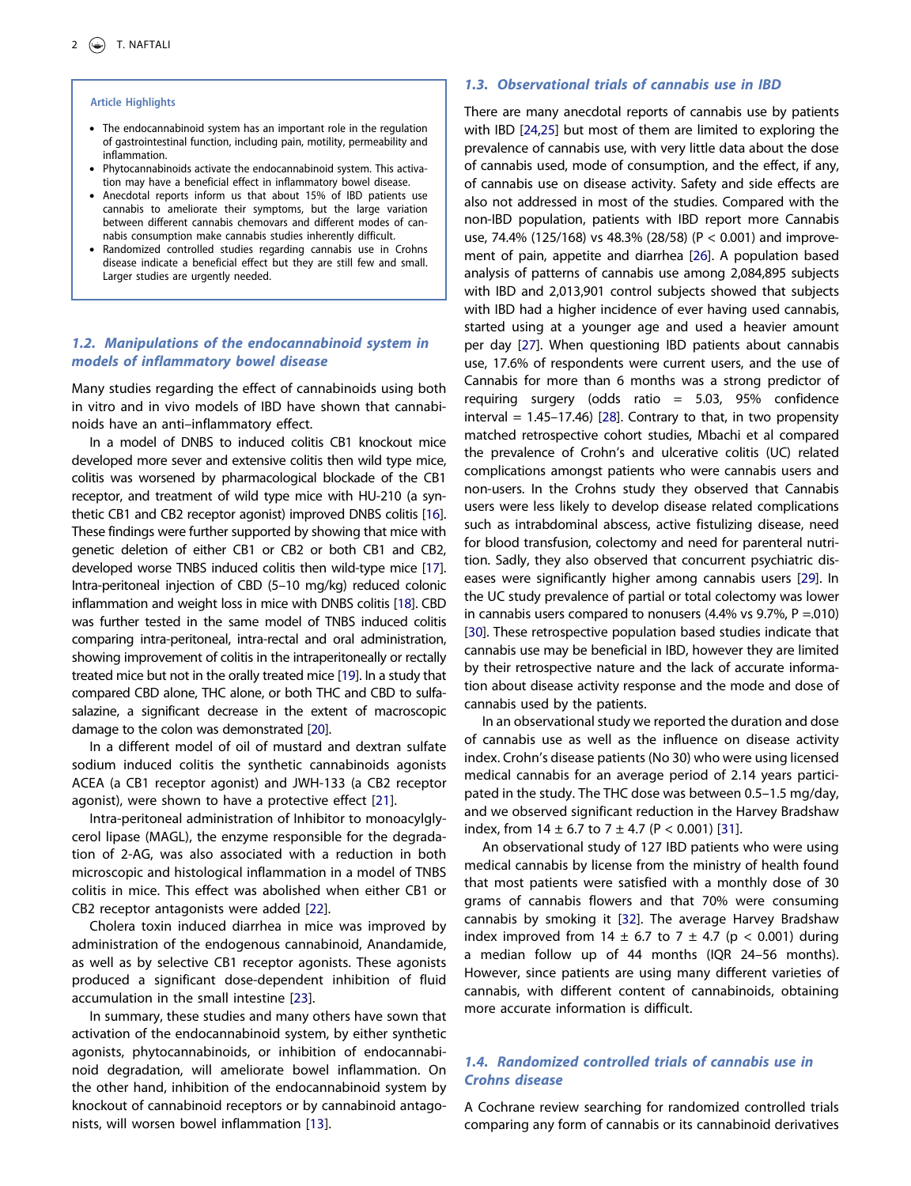> **Article Highlights**
>
> - The endocannabinoid system has an important role in the regulation of gastrointestinal function, including pain, motility, permeability and inflammation.
> - Phytocannabinoids activate the endocannabinoid system. This activation may have a beneficial effect in inflammatory bowel disease.
> - Anecdotal reports inform us that about 15% of IBD patients use cannabis to ameliorate their symptoms, but the large variation between different cannabis chemovars and different modes of cannabis consumption make cannabis studies inherently difficult.
> - Randomized controlled studies regarding cannabis use in Crohns disease indicate a beneficial effect but they are still few and small. Larger studies are urgently needed.

### *1.2. Manipulations of the endocannabinoid system in models of inflammatory bowel disease*

Many studies regarding the effect of cannabinoids using both in vitro and in vivo models of IBD have shown that cannabinoids have an anti–inflammatory effect.

In a model of DNBS to induced colitis CB1 knockout mice developed more sever and extensive colitis then wild type mice, colitis was worsened by pharmacological blockade of the CB1 receptor, and treatment of wild type mice with HU-210 (a synthetic CB1 and CB2 receptor agonist) improved DNBS colitis [16]. These findings were further supported by showing that mice with genetic deletion of either CB1 or CB2 or both CB1 and CB2, developed worse TNBS induced colitis then wild-type mice [17]. Intra-peritoneal injection of CBD (5–10 mg/kg) reduced colonic inflammation and weight loss in mice with DNBS colitis [18]. CBD was further tested in the same model of TNBS induced colitis comparing intra-peritoneal, intra-rectal and oral administration, showing improvement of colitis in the intraperitoneally or rectally treated mice but not in the orally treated mice [19]. In a study that compared CBD alone, THC alone, or both THC and CBD to sulfasalazine, a significant decrease in the extent of macroscopic damage to the colon was demonstrated [20].

In a different model of oil of mustard and dextran sulfate sodium induced colitis the synthetic cannabinoids agonists ACEA (a CB1 receptor agonist) and JWH-133 (a CB2 receptor agonist), were shown to have a protective effect [21].

Intra-peritoneal administration of Inhibitor to monoacylglycerol lipase (MAGL), the enzyme responsible for the degradation of 2-AG, was also associated with a reduction in both microscopic and histological inflammation in a model of TNBS colitis in mice. This effect was abolished when either CB1 or CB2 receptor antagonists were added [22].

Cholera toxin induced diarrhea in mice was improved by administration of the endogenous cannabinoid, Anandamide, as well as by selective CB1 receptor agonists. These agonists produced a significant dose-dependent inhibition of fluid accumulation in the small intestine [23].

In summary, these studies and many others have sown that activation of the endocannabinoid system, by either synthetic agonists, phytocannabinoids, or inhibition of endocannabinoid degradation, will ameliorate bowel inflammation. On the other hand, inhibition of the endocannabinoid system by knockout of cannabinoid receptors or by cannabinoid antagonists, will worsen bowel inflammation [13].

### *1.3. Observational trials of cannabis use in IBD*

There are many anecdotal reports of cannabis use by patients with IBD [24,25] but most of them are limited to exploring the prevalence of cannabis use, with very little data about the dose of cannabis used, mode of consumption, and the effect, if any, of cannabis use on disease activity. Safety and side effects are also not addressed in most of the studies. Compared with the non-IBD population, patients with IBD report more Cannabis use, 74.4% (125/168) vs 48.3% (28/58) ($P < 0.001$) and improvement of pain, appetite and diarrhea [26]. A population based analysis of patterns of cannabis use among 2,084,895 subjects with IBD and 2,013,901 control subjects showed that subjects with IBD had a higher incidence of ever having used cannabis, started using at a younger age and used a heavier amount per day [27]. When questioning IBD patients about cannabis use, 17.6% of respondents were current users, and the use of Cannabis for more than 6 months was a strong predictor of requiring surgery (odds ratio = 5.03, 95% confidence interval = 1.45–17.46) [28]. Contrary to that, in two propensity matched retrospective cohort studies, Mbachi et al compared the prevalence of Crohn's and ulcerative colitis (UC) related complications amongst patients who were cannabis users and non-users. In the Crohns study they observed that Cannabis users were less likely to develop disease related complications such as intrabdominal abscess, active fistulizing disease, need for blood transfusion, colectomy and need for parenteral nutrition. Sadly, they also observed that concurrent psychiatric diseases were significantly higher among cannabis users [29]. In the UC study prevalence of partial or total colectomy was lower in cannabis users compared to nonusers (4.4% vs 9.7%, $P = .010$) [30]. These retrospective population based studies indicate that cannabis use may be beneficial in IBD, however they are limited by their retrospective nature and the lack of accurate information about disease activity response and the mode and dose of cannabis used by the patients.

In an observational study we reported the duration and dose of cannabis use as well as the influence on disease activity index. Crohn's disease patients (No 30) who were using licensed medical cannabis for an average period of 2.14 years participated in the study. The THC dose was between 0.5–1.5 mg/day, and we observed significant reduction in the Harvey Bradshaw index, from 14 ± 6.7 to 7 ± 4.7 ($P < 0.001$) [31].

An observational study of 127 IBD patients who were using medical cannabis by license from the ministry of health found that most patients were satisfied with a monthly dose of 30 grams of cannabis flowers and that 70% were consuming cannabis by smoking it [32]. The average Harvey Bradshaw index improved from 14 ± 6.7 to 7 ± 4.7 ($p < 0.001$) during a median follow up of 44 months (IQR 24–56 months). However, since patients are using many different varieties of cannabis, with different content of cannabinoids, obtaining more accurate information is difficult.

### *1.4. Randomized controlled trials of cannabis use in Crohns disease*

A Cochrane review searching for randomized controlled trials comparing any form of cannabis or its cannabinoid derivatives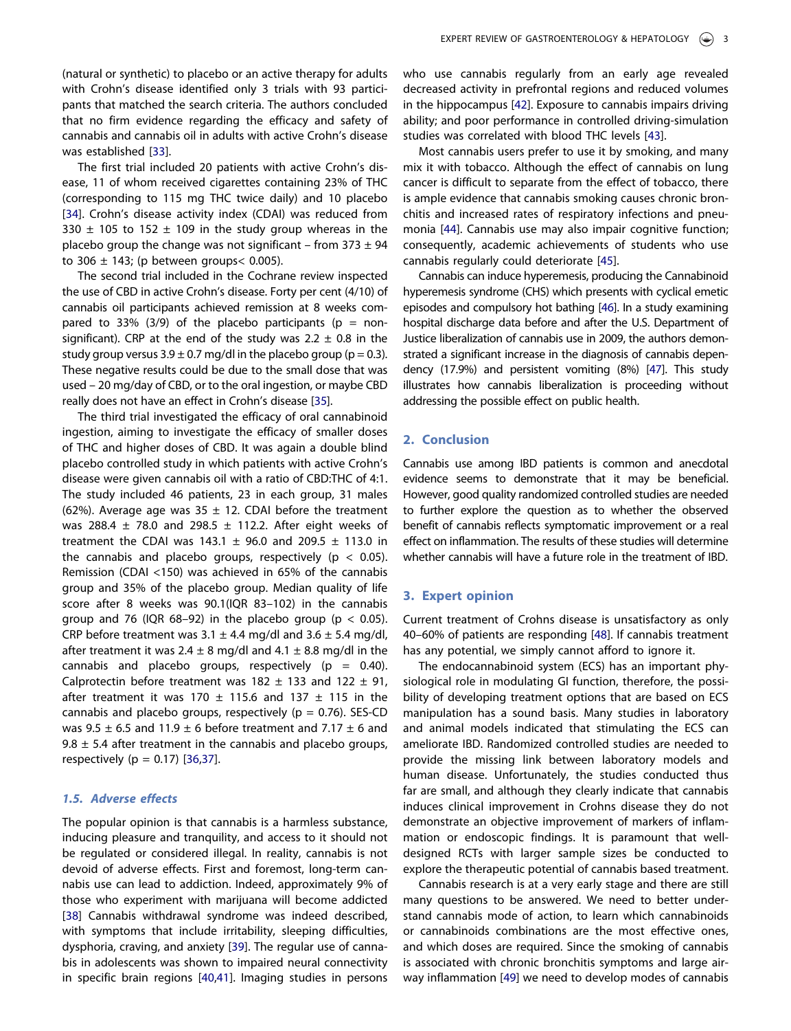(natural or synthetic) to placebo or an active therapy for adults with Crohn's disease identified only 3 trials with 93 participants that matched the search criteria. The authors concluded that no firm evidence regarding the efficacy and safety of cannabis and cannabis oil in adults with active Crohn's disease was established [33].

The first trial included 20 patients with active Crohn's disease, 11 of whom received cigarettes containing 23% of THC (corresponding to 115 mg THC twice daily) and 10 placebo [34]. Crohn's disease activity index (CDAI) was reduced from 330 ± 105 to 152 ± 109 in the study group whereas in the placebo group the change was not significant – from 373 ± 94 to 306 ± 143; (p between groups< 0.005).

The second trial included in the Cochrane review inspected the use of CBD in active Crohn's disease. Forty per cent (4/10) of cannabis oil participants achieved remission at 8 weeks compared to 33% (3/9) of the placebo participants (p = non-significant). CRP at the end of the study was 2.2 ± 0.8 in the study group versus 3.9 ± 0.7 mg/dl in the placebo group (p = 0.3). These negative results could be due to the small dose that was used – 20 mg/day of CBD, or to the oral ingestion, or maybe CBD really does not have an effect in Crohn's disease [35].

The third trial investigated the efficacy of oral cannabinoid ingestion, aiming to investigate the efficacy of smaller doses of THC and higher doses of CBD. It was again a double blind placebo controlled study in which patients with active Crohn's disease were given cannabis oil with a ratio of CBD:THC of 4:1. The study included 46 patients, 23 in each group, 31 males (62%). Average age was 35 ± 12. CDAI before the treatment was 288.4 ± 78.0 and 298.5 ± 112.2. After eight weeks of treatment the CDAI was 143.1 ± 96.0 and 209.5 ± 113.0 in the cannabis and placebo groups, respectively (p < 0.05). Remission (CDAI <150) was achieved in 65% of the cannabis group and 35% of the placebo group. Median quality of life score after 8 weeks was 90.1(IQR 83–102) in the cannabis group and 76 (IQR 68–92) in the placebo group (p < 0.05). CRP before treatment was 3.1 ± 4.4 mg/dl and 3.6 ± 5.4 mg/dl, after treatment it was 2.4 ± 8 mg/dl and 4.1 ± 8.8 mg/dl in the cannabis and placebo groups, respectively (p = 0.40). Calprotectin before treatment was 182 ± 133 and 122 ± 91, after treatment it was 170 ± 115.6 and 137 ± 115 in the cannabis and placebo groups, respectively (p = 0.76). SES-CD was 9.5 ± 6.5 and 11.9 ± 6 before treatment and 7.17 ± 6 and 9.8 ± 5.4 after treatment in the cannabis and placebo groups, respectively (p = 0.17) [36,37].

### *1.5. Adverse effects*

The popular opinion is that cannabis is a harmless substance, inducing pleasure and tranquility, and access to it should not be regulated or considered illegal. In reality, cannabis is not devoid of adverse effects. First and foremost, long-term cannabis use can lead to addiction. Indeed, approximately 9% of those who experiment with marijuana will become addicted [38] Cannabis withdrawal syndrome was indeed described, with symptoms that include irritability, sleeping difficulties, dysphoria, craving, and anxiety [39]. The regular use of cannabis in adolescents was shown to impaired neural connectivity in specific brain regions [40,41]. Imaging studies in persons who use cannabis regularly from an early age revealed decreased activity in prefrontal regions and reduced volumes in the hippocampus [42]. Exposure to cannabis impairs driving ability; and poor performance in controlled driving-simulation studies was correlated with blood THC levels [43].

Most cannabis users prefer to use it by smoking, and many mix it with tobacco. Although the effect of cannabis on lung cancer is difficult to separate from the effect of tobacco, there is ample evidence that cannabis smoking causes chronic bronchitis and increased rates of respiratory infections and pneumonia [44]. Cannabis use may also impair cognitive function; consequently, academic achievements of students who use cannabis regularly could deteriorate [45].

Cannabis can induce hyperemesis, producing the Cannabinoid hyperemesis syndrome (CHS) which presents with cyclical emetic episodes and compulsory hot bathing [46]. In a study examining hospital discharge data before and after the U.S. Department of Justice liberalization of cannabis use in 2009, the authors demonstrated a significant increase in the diagnosis of cannabis dependency (17.9%) and persistent vomiting (8%) [47]. This study illustrates how cannabis liberalization is proceeding without addressing the possible effect on public health.

## 2. Conclusion

Cannabis use among IBD patients is common and anecdotal evidence seems to demonstrate that it may be beneficial. However, good quality randomized controlled studies are needed to further explore the question as to whether the observed benefit of cannabis reflects symptomatic improvement or a real effect on inflammation. The results of these studies will determine whether cannabis will have a future role in the treatment of IBD.

## 3. Expert opinion

Current treatment of Crohns disease is unsatisfactory as only 40–60% of patients are responding [48]. If cannabis treatment has any potential, we simply cannot afford to ignore it.

The endocannabinoid system (ECS) has an important physiological role in modulating GI function, therefore, the possibility of developing treatment options that are based on ECS manipulation has a sound basis. Many studies in laboratory and animal models indicated that stimulating the ECS can ameliorate IBD. Randomized controlled studies are needed to provide the missing link between laboratory models and human disease. Unfortunately, the studies conducted thus far are small, and although they clearly indicate that cannabis induces clinical improvement in Crohns disease they do not demonstrate an objective improvement of markers of inflammation or endoscopic findings. It is paramount that well-designed RCTs with larger sample sizes be conducted to explore the therapeutic potential of cannabis based treatment.

Cannabis research is at a very early stage and there are still many questions to be answered. We need to better understand cannabis mode of action, to learn which cannabinoids or cannabinoids combinations are the most effective ones, and which doses are required. Since the smoking of cannabis is associated with chronic bronchitis symptoms and large airway inflammation [49] we need to develop modes of cannabis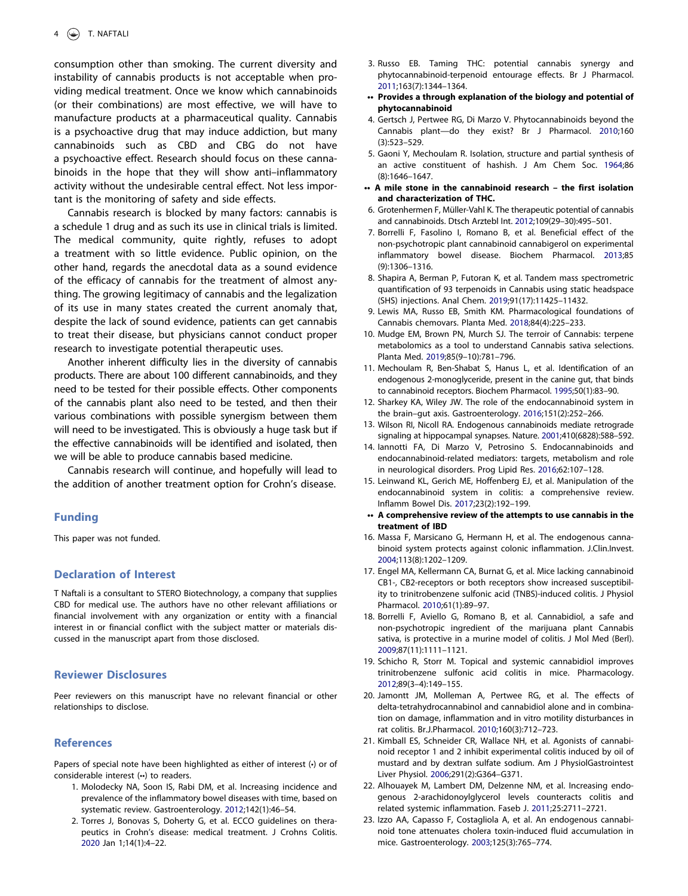consumption other than smoking. The current diversity and instability of cannabis products is not acceptable when providing medical treatment. Once we know which cannabinoids (or their combinations) are most effective, we will have to manufacture products at a pharmaceutical quality. Cannabis is a psychoactive drug that may induce addiction, but many cannabinoids such as CBD and CBG do not have a psychoactive effect. Research should focus on these cannabinoids in the hope that they will show anti–inflammatory activity without the undesirable central effect. Not less important is the monitoring of safety and side effects.

Cannabis research is blocked by many factors: cannabis is a schedule 1 drug and as such its use in clinical trials is limited. The medical community, quite rightly, refuses to adopt a treatment with so little evidence. Public opinion, on the other hand, regards the anecdotal data as a sound evidence of the efficacy of cannabis for the treatment of almost anything. The growing legitimacy of cannabis and the legalization of its use in many states created the current anomaly that, despite the lack of sound evidence, patients can get cannabis to treat their disease, but physicians cannot conduct proper research to investigate potential therapeutic uses.

Another inherent difficulty lies in the diversity of cannabis products. There are about 100 different cannabinoids, and they need to be tested for their possible effects. Other components of the cannabis plant also need to be tested, and then their various combinations with possible synergism between them will need to be investigated. This is obviously a huge task but if the effective cannabinoids will be identified and isolated, then we will be able to produce cannabis based medicine.

Cannabis research will continue, and hopefully will lead to the addition of another treatment option for Crohn's disease.

## Funding

This paper was not funded.

## Declaration of Interest

T Naftali is a consultant to STERO Biotechnology, a company that supplies CBD for medical use. The authors have no other relevant affiliations or financial involvement with any organization or entity with a financial interest in or financial conflict with the subject matter or materials discussed in the manuscript apart from those disclosed.

## Reviewer Disclosures

Peer reviewers on this manuscript have no relevant financial or other relationships to disclose.

## References

Papers of special note have been highlighted as either of interest (•) or of considerable interest (••) to readers.

1. Molodecky NA, Soon IS, Rabi DM, et al. Increasing incidence and prevalence of the inflammatory bowel diseases with time, based on systematic review. Gastroenterology. 2012;142(1):46–54.
2. Torres J, Bonovas S, Doherty G, et al. ECCO guidelines on therapeutics in Crohn's disease: medical treatment. J Crohns Colitis. 2020 Jan 1;14(1):4–22.
3. Russo EB. Taming THC: potential cannabis synergy and phytocannabinoid-terpenoid entourage effects. Br J Pharmacol. 2011;163(7):1344–1364.
   - •• **Provides a through explanation of the biology and potential of phytocannabinoid**
4. Gertsch J, Pertwee RG, Di Marzo V. Phytocannabinoids beyond the Cannabis plant—do they exist? Br J Pharmacol. 2010;160 (3):523–529.
5. Gaoni Y, Mechoulam R. Isolation, structure and partial synthesis of an active constituent of hashish. J Am Chem Soc. 1964;86 (8):1646–1647.
   - •• **A mile stone in the cannabinoid research – the first isolation and characterization of THC.**
6. Grotenhermen F, Müller-Vahl K. The therapeutic potential of cannabis and cannabinoids. Dtsch Arztebl Int. 2012;109(29–30):495–501.
7. Borrelli F, Fasolino I, Romano B, et al. Beneficial effect of the non-psychotropic plant cannabinoid cannabigerol on experimental inflammatory bowel disease. Biochem Pharmacol. 2013;85 (9):1306–1316.
8. Shapira A, Berman P, Futoran K, et al. Tandem mass spectrometric quantification of 93 terpenoids in Cannabis using static headspace (SHS) injections. Anal Chem. 2019;91(17):11425–11432.
9. Lewis MA, Russo EB, Smith KM. Pharmacological foundations of Cannabis chemovars. Planta Med. 2018;84(4):225–233.
10. Mudge EM, Brown PN, Murch SJ. The terroir of Cannabis: terpene metabolomics as a tool to understand Cannabis sativa selections. Planta Med. 2019;85(9–10):781–796.
11. Mechoulam R, Ben-Shabat S, Hanus L, et al. Identification of an endogenous 2-monoglyceride, present in the canine gut, that binds to cannabinoid receptors. Biochem Pharmacol. 1995;50(1):83–90.
12. Sharkey KA, Wiley JW. The role of the endocannabinoid system in the brain–gut axis. Gastroenterology. 2016;151(2):252–266.
13. Wilson RI, Nicoll RA. Endogenous cannabinoids mediate retrograde signaling at hippocampal synapses. Nature. 2001;410(6828):588–592.
14. Iannotti FA, Di Marzo V, Petrosino S. Endocannabinoids and endocannabinoid-related mediators: targets, metabolism and role in neurological disorders. Prog Lipid Res. 2016;62:107–128.
15. Leinwand KL, Gerich ME, Hoffenberg EJ, et al. Manipulation of the endocannabinoid system in colitis: a comprehensive review. Inflamm Bowel Dis. 2017;23(2):192–199.
   - •• **A comprehensive review of the attempts to use cannabis in the treatment of IBD**
16. Massa F, Marsicano G, Hermann H, et al. The endogenous cannabinoid system protects against colonic inflammation. J.Clin.Invest. 2004;113(8):1202–1209.
17. Engel MA, Kellermann CA, Burnat G, et al. Mice lacking cannabinoid CB1-, CB2-receptors or both receptors show increased susceptibility to trinitrobenzene sulfonic acid (TNBS)-induced colitis. J Physiol Pharmacol. 2010;61(1):89–97.
18. Borrelli F, Aviello G, Romano B, et al. Cannabidiol, a safe and non-psychotropic ingredient of the marijuana plant Cannabis sativa, is protective in a murine model of colitis. J Mol Med (Berl). 2009;87(11):1111–1121.
19. Schicho R, Storr M. Topical and systemic cannabidiol improves trinitrobenzene sulfonic acid colitis in mice. Pharmacology. 2012;89(3–4):149–155.
20. Jamontt JM, Molleman A, Pertwee RG, et al. The effects of delta-tetrahydrocannabinol and cannabidiol alone and in combination on damage, inflammation and in vitro motility disturbances in rat colitis. Br.J.Pharmacol. 2010;160(3):712–723.
21. Kimball ES, Schneider CR, Wallace NH, et al. Agonists of cannabinoid receptor 1 and 2 inhibit experimental colitis induced by oil of mustard and by dextran sulfate sodium. Am J PhysiolGastrointest Liver Physiol. 2006;291(2):G364–G371.
22. Alhouayek M, Lambert DM, Delzenne NM, et al. Increasing endogenous 2-arachidonoylglycerol levels counteracts colitis and related systemic inflammation. Faseb J. 2011;25:2711–2721.
23. Izzo AA, Capasso F, Costagliola A, et al. An endogenous cannabinoid tone attenuates cholera toxin-induced fluid accumulation in mice. Gastroenterology. 2003;125(3):765–774.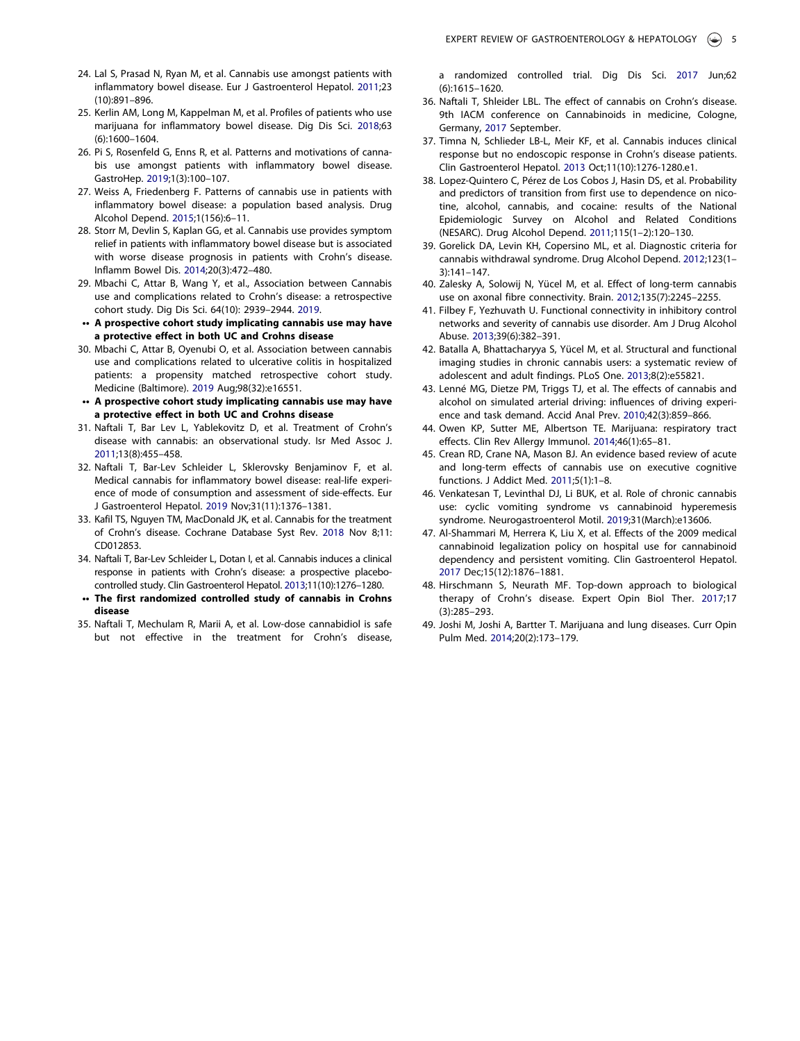24. Lal S, Prasad N, Ryan M, et al. Cannabis use amongst patients with inflammatory bowel disease. Eur J Gastroenterol Hepatol. 2011;23 (10):891–896.
25. Kerlin AM, Long M, Kappelman M, et al. Profiles of patients who use marijuana for inflammatory bowel disease. Dig Dis Sci. 2018;63 (6):1600–1604.
26. Pi S, Rosenfeld G, Enns R, et al. Patterns and motivations of cannabis use amongst patients with inflammatory bowel disease. GastroHep. 2019;1(3):100–107.
27. Weiss A, Friedenberg F. Patterns of cannabis use in patients with inflammatory bowel disease: a population based analysis. Drug Alcohol Depend. 2015;1(156):6–11.
28. Storr M, Devlin S, Kaplan GG, et al. Cannabis use provides symptom relief in patients with inflammatory bowel disease but is associated with worse disease prognosis in patients with Crohn's disease. Inflamm Bowel Dis. 2014;20(3):472–480.
29. Mbachi C, Attar B, Wang Y, et al., Association between Cannabis use and complications related to Crohn's disease: a retrospective cohort study. Dig Dis Sci. 64(10): 2939–2944. 2019.
    - •• **A prospective cohort study implicating cannabis use may have a protective effect in both UC and Crohns disease**
30. Mbachi C, Attar B, Oyenubi O, et al. Association between cannabis use and complications related to ulcerative colitis in hospitalized patients: a propensity matched retrospective cohort study. Medicine (Baltimore). 2019 Aug;98(32):e16551.
    - •• **A prospective cohort study implicating cannabis use may have a protective effect in both UC and Crohns disease**
31. Naftali T, Bar Lev L, Yablekovitz D, et al. Treatment of Crohn's disease with cannabis: an observational study. Isr Med Assoc J. 2011;13(8):455–458.
32. Naftali T, Bar-Lev Schleider L, Sklerovsky Benjaminov F, et al. Medical cannabis for inflammatory bowel disease: real-life experience of mode of consumption and assessment of side-effects. Eur J Gastroenterol Hepatol. 2019 Nov;31(11):1376–1381.
33. Kafil TS, Nguyen TM, MacDonald JK, et al. Cannabis for the treatment of Crohn's disease. Cochrane Database Syst Rev. 2018 Nov 8;11: CD012853.
34. Naftali T, Bar-Lev Schleider L, Dotan I, et al. Cannabis induces a clinical response in patients with Crohn's disease: a prospective placebo-controlled study. Clin Gastroenterol Hepatol. 2013;11(10):1276–1280.
    - •• **The first randomized controlled study of cannabis in Crohns disease**
35. Naftali T, Mechulam R, Marii A, et al. Low-dose cannabidiol is safe but not effective in the treatment for Crohn's disease, a randomized controlled trial. Dig Dis Sci. 2017 Jun;62 (6):1615–1620.
36. Naftali T, Shleider LBL. The effect of cannabis on Crohn's disease. 9th IACM conference on Cannabinoids in medicine, Cologne, Germany, 2017 September.
37. Timna N, Schlieder LB-L, Meir KF, et al. Cannabis induces clinical response but no endoscopic response in Crohn's disease patients. Clin Gastroenterol Hepatol. 2013 Oct;11(10):1276-1280.e1.
38. Lopez-Quintero C, Pérez de Los Cobos J, Hasin DS, et al. Probability and predictors of transition from first use to dependence on nicotine, alcohol, cannabis, and cocaine: results of the National Epidemiologic Survey on Alcohol and Related Conditions (NESARC). Drug Alcohol Depend. 2011;115(1–2):120–130.
39. Gorelick DA, Levin KH, Copersino ML, et al. Diagnostic criteria for cannabis withdrawal syndrome. Drug Alcohol Depend. 2012;123(1–3):141–147.
40. Zalesky A, Solowij N, Yücel M, et al. Effect of long-term cannabis use on axonal fibre connectivity. Brain. 2012;135(7):2245–2255.
41. Filbey F, Yezhuvath U. Functional connectivity in inhibitory control networks and severity of cannabis use disorder. Am J Drug Alcohol Abuse. 2013;39(6):382–391.
42. Batalla A, Bhattacharyya S, Yücel M, et al. Structural and functional imaging studies in chronic cannabis users: a systematic review of adolescent and adult findings. PLoS One. 2013;8(2):e55821.
43. Lenné MG, Dietze PM, Triggs TJ, et al. The effects of cannabis and alcohol on simulated arterial driving: influences of driving experience and task demand. Accid Anal Prev. 2010;42(3):859–866.
44. Owen KP, Sutter ME, Albertson TE. Marijuana: respiratory tract effects. Clin Rev Allergy Immunol. 2014;46(1):65–81.
45. Crean RD, Crane NA, Mason BJ. An evidence based review of acute and long-term effects of cannabis use on executive cognitive functions. J Addict Med. 2011;5(1):1–8.
46. Venkatesan T, Levinthal DJ, Li BUK, et al. Role of chronic cannabis use: cyclic vomiting syndrome vs cannabinoid hyperemesis syndrome. Neurogastroenterol Motil. 2019;31(March):e13606.
47. Al-Shammari M, Herrera K, Liu X, et al. Effects of the 2009 medical cannabinoid legalization policy on hospital use for cannabinoid dependency and persistent vomiting. Clin Gastroenterol Hepatol. 2017 Dec;15(12):1876–1881.
48. Hirschmann S, Neurath MF. Top-down approach to biological therapy of Crohn's disease. Expert Opin Biol Ther. 2017;17 (3):285–293.
49. Joshi M, Joshi A, Bartter T. Marijuana and lung diseases. Curr Opin Pulm Med. 2014;20(2):173–179.